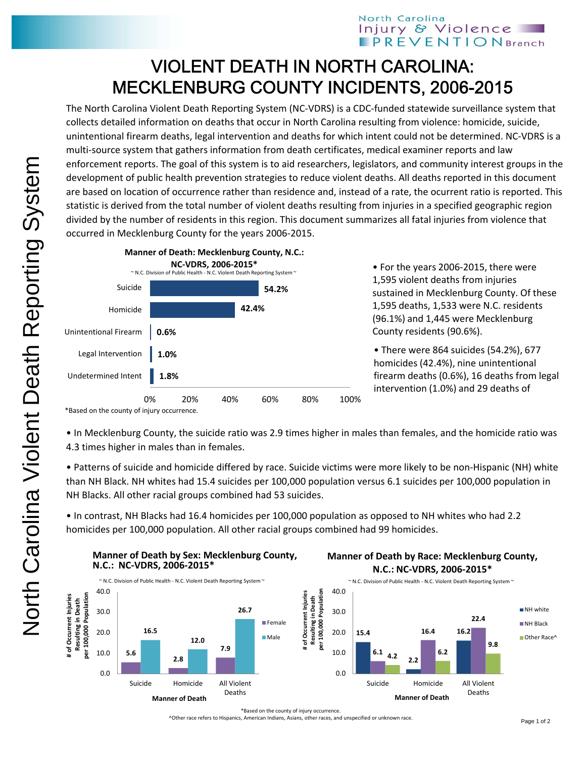# VIOLENT DEATH IN NORTH CAROLINA: MECKLENBURG COUNTY INCIDENTS, 2006-2015

The North Carolina Violent Death Reporting System (NC-VDRS) is a CDC-funded statewide surveillance system that collects detailed information on deaths that occur in North Carolina resulting from violence: homicide, suicide, unintentional firearm deaths, legal intervention and deaths for which intent could not be determined. NC-VDRS is a multi-source system that gathers information from death certificates, medical examiner reports and law enforcement reports. The goal of this system is to aid researchers, legislators, and community interest groups in the development of public health prevention strategies to reduce violent deaths. All deaths reported in this document are based on location of occurrence rather than residence and, instead of a rate, the ocurrent ratio is reported. This statistic is derived from the total number of violent deaths resulting from injuries in a specified geographic region divided by the number of residents in this region. This document summarizes all fatal injuries from violence that occurred in Mecklenburg County for the years 2006-2015.

**Manner of Death: Mecklenburg County, N.C.: NC-VDRS, 2006-2015***

~ N.C. Division of Public Health - N.C. Violent Death Reporting System ~

| Manner of Death | Percent |
|---|---|
| Suicide | 54.2% |
| Homicide | 42.4% |
| Unintentional Firearm | 0.6% |
| Legal Intervention | 1.0% |
| Undetermined Intent | 1.8% |

*Based on the county of injury occurrence.

- For the years 2006-2015, there were 1,595 violent deaths from injuries sustained in Mecklenburg County. Of these 1,595 deaths, 1,533 were N.C. residents (96.1%) and 1,445 were Mecklenburg County residents (90.6%).
- There were 864 suicides (54.2%), 677 homicides (42.4%), nine unintentional firearm deaths (0.6%), 16 deaths from legal intervention (1.0%) and 29 deaths of
- In Mecklenburg County, the suicide ratio was 2.9 times higher in males than females, and the homicide ratio was 4.3 times higher in males than in females.
- Patterns of suicide and homicide differed by race. Suicide victims were more likely to be non-Hispanic (NH) white than NH Black. NH whites had 15.4 suicides per 100,000 population versus 6.1 suicides per 100,000 population in NH Blacks. All other racial groups combined had 53 suicides.
- In contrast, NH Blacks had 16.4 homicides per 100,000 population as opposed to NH whites who had 2.2 homicides per 100,000 population. All other racial groups combined had 99 homicides.

**Manner of Death by Sex: Mecklenburg County, N.C.: NC-VDRS, 2006-2015***

~ N.C. Division of Public Health - N.C. Violent Death Reporting System ~

# of Occurrent Injuries Resulting in Death per 100,000 Population

| Manner of Death | Female | Male |
|---|---|---|
| Suicide | 5.6 | 16.5 |
| Homicide | 2.8 | 12.0 |
| All Violent Deaths | 7.9 | 26.7 |

**Manner of Death by Race: Mecklenburg County, N.C.: NC-VDRS, 2006-2015***

~ N.C. Division of Public Health - N.C. Violent Death Reporting System ~

# of Occurrent Injuries Resulting in Death per 100,000 Population

| Manner of Death | NH white | NH Black | Other Race^ |
|---|---|---|---|
| Suicide | 15.4 | 6.1 | 4.2 |
| Homicide | 2.2 | 16.4 | 6.2 |
| All Violent Deaths | 16.2 | 22.4 | 9.8 |

*Based on the county of injury occurrence.

^Other race refers to Hispanics, American Indians, Asians, other races, and unspecified or unknown race.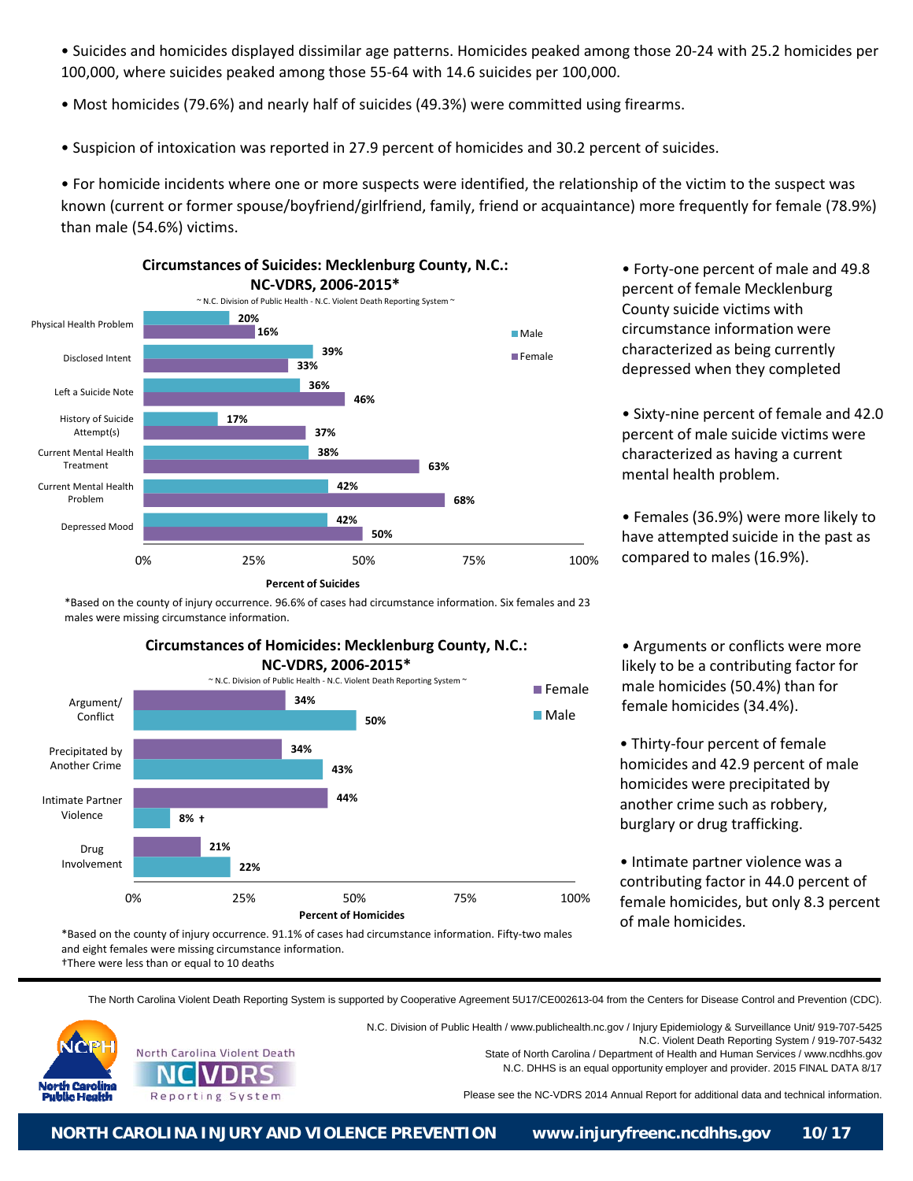• Suicides and homicides displayed dissimilar age patterns. Homicides peaked among those 20-24 with 25.2 homicides per 100,000, where suicides peaked among those 55-64 with 14.6 suicides per 100,000.

• Most homicides (79.6%) and nearly half of suicides (49.3%) were committed using firearms.

• Suspicion of intoxication was reported in 27.9 percent of homicides and 30.2 percent of suicides.

• For homicide incidents where one or more suspects were identified, the relationship of the victim to the suspect was known (current or former spouse/boyfriend/girlfriend, family, friend or acquaintance) more frequently for female (78.9%) than male (54.6%) victims.

**Circumstances of Suicides: Mecklenburg County, N.C.: NC-VDRS, 2006-2015***

~ N.C. Division of Public Health - N.C. Violent Death Reporting System ~

Male
Female

Physical Health Problem 20% 16%
Disclosed Intent 39% 33%
Left a Suicide Note 36% 46%
History of Suicide Attempt(s) 17% 37%
Current Mental Health Treatment 38% 63%
Current Mental Health Problem 42% 68%
Depressed Mood 42% 50%

0% 25% 50% 75% 100%

Percent of Suicides

*Based on the county of injury occurrence. 96.6% of cases had circumstance information. Six females and 23 males were missing circumstance information.

• Forty-one percent of male and 49.8 percent of female Mecklenburg County suicide victims with circumstance information were characterized as being currently depressed when they completed

• Sixty-nine percent of female and 42.0 percent of male suicide victims were characterized as having a current mental health problem.

• Females (36.9%) were more likely to have attempted suicide in the past as compared to males (16.9%).

**Circumstances of Homicides: Mecklenburg County, N.C.: NC-VDRS, 2006-2015***

~ N.C. Division of Public Health - N.C. Violent Death Reporting System ~

Female
Male

Argument/ Conflict 34% 50%
Precipitated by Another Crime 34% 43%
Intimate Partner Violence 44% 8% †
Drug Involvement 21% 22%

0% 25% 50% 75% 100%

Percent of Homicides

*Based on the county of injury occurrence. 91.1% of cases had circumstance information. Fifty-two males and eight females were missing circumstance information.
†There were less than or equal to 10 deaths

• Arguments or conflicts were more likely to be a contributing factor for male homicides (50.4%) than for female homicides (34.4%).

• Thirty-four percent of female homicides and 42.9 percent of male homicides were precipitated by another crime such as robbery, burglary or drug trafficking.

• Intimate partner violence was a contributing factor in 44.0 percent of female homicides, but only 8.3 percent of male homicides.

The North Carolina Violent Death Reporting System is supported by Cooperative Agreement 5U17/CE002613-04 from the Centers for Disease Control and Prevention (CDC).

N.C. Division of Public Health / www.publichealth.nc.gov / Injury Epidemiology & Surveillance Unit/ 919-707-5425
N.C. Violent Death Reporting System / 919-707-5432
State of North Carolina / Department of Health and Human Services / www.ncdhhs.gov
N.C. DHHS is an equal opportunity employer and provider. 2015 FINAL DATA 8/17

Please see the NC-VDRS 2014 Annual Report for additional data and technical information.